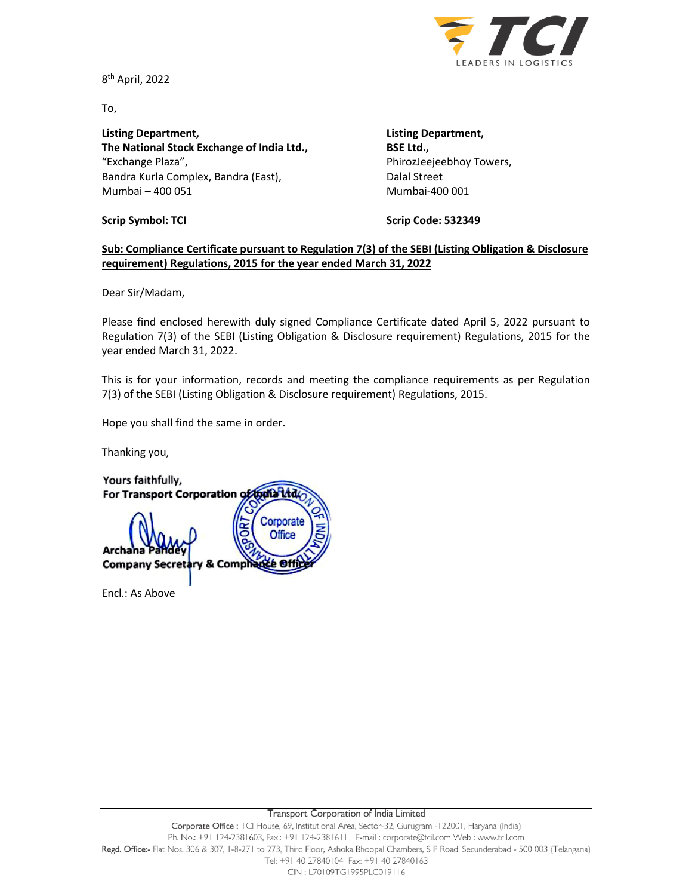8th April, 2022

To,

**Listing Department,**
**The National Stock Exchange of India Ltd.,**
"Exchange Plaza",
Bandra Kurla Complex, Bandra (East),
Mumbai – 400 051

**Scrip Symbol: TCI**

**Listing Department,**
**BSE Ltd.,**
PhirozJeejeebhoy Towers,
Dalal Street
Mumbai-400 001

**Scrip Code: 532349**

**Sub: Compliance Certificate pursuant to Regulation 7(3) of the SEBI (Listing Obligation & Disclosure requirement) Regulations, 2015 for the year ended March 31, 2022**

Dear Sir/Madam,

Please find enclosed herewith duly signed Compliance Certificate dated April 5, 2022 pursuant to Regulation 7(3) of the SEBI (Listing Obligation & Disclosure requirement) Regulations, 2015 for the year ended March 31, 2022.

This is for your information, records and meeting the compliance requirements as per Regulation 7(3) of the SEBI (Listing Obligation & Disclosure requirement) Regulations, 2015.

Hope you shall find the same in order.

Thanking you,

Yours faithfully,
For Transport Corporation of India Ltd.

Archana Pandey
Company Secretary & Compliance Officer

Encl.: As Above

Transport Corporation of India Limited
Corporate Office : TCI House, 69, Institutional Area, Sector-32, Gurugram -122001, Haryana (India)
Ph. No.: +91 124-2381603, Fax.: +91 124-2381611 E-mail : corporate@tcil.com Web : www.tcil.com
Regd. Office:- Flat Nos. 306 & 307, 1-8-271 to 273, Third Floor, Ashoka Bhoopal Chambers, S P Road, Secunderabad - 500 003 (Telangana)
Tel: +91 40 27840104 Fax: +91 40 27840163
CIN : L70109TG1995PLC019116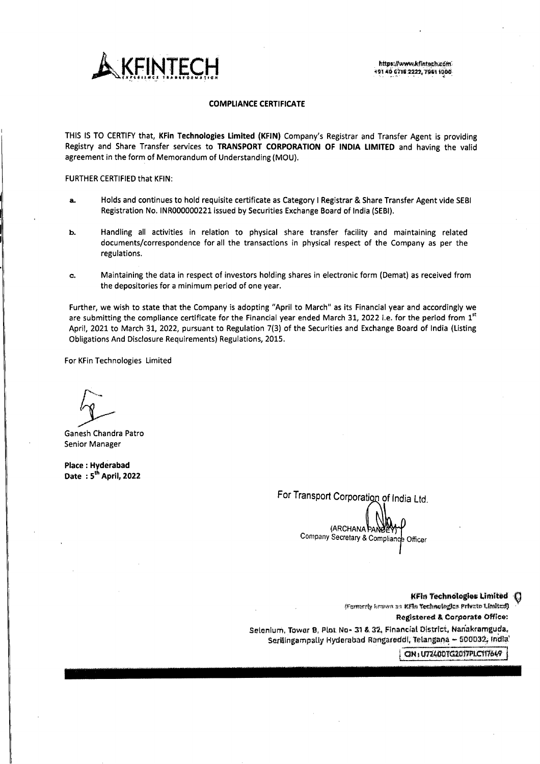KFINTECH

https://www.kfintech.com
+91 40 6716 2222, 7961 1000

## COMPLIANCE CERTIFICATE

THIS IS TO CERTIFY that, **KFin Technologies Limited (KFIN)** Company's Registrar and Transfer Agent is providing Registry and Share Transfer services to **TRANSPORT CORPORATION OF INDIA LIMITED** and having the valid agreement in the form of Memorandum of Understanding (MOU).

FURTHER CERTIFIED that KFIN:

a. Holds and continues to hold requisite certificate as Category I Registrar & Share Transfer Agent vide SEBI Registration No. INR000000221 issued by Securities Exchange Board of India (SEBI).

b. Handling all activities in relation to physical share transfer facility and maintaining related documents/correspondence for all the transactions in physical respect of the Company as per the regulations.

c. Maintaining the data in respect of investors holding shares in electronic form (Demat) as received from the depositories for a minimum period of one year.

Further, we wish to state that the Company is adopting "April to March" as its Financial year and accordingly we are submitting the compliance certificate for the Financial year ended March 31, 2022 i.e. for the period from 1st April, 2021 to March 31, 2022, pursuant to Regulation 7(3) of the Securities and Exchange Board of India (Listing Obligations And Disclosure Requirements) Regulations, 2015.

For KFin Technologies Limited

Ganesh Chandra Patro
Senior Manager

**Place : Hyderabad**
**Date : 5th April, 2022**

For Transport Corporation of India Ltd.

(ARCHANA PANDEY)
Company Secretary & Compliance Officer

**KFin Technologies Limited**
(Formerly known as KFin Technologies Private Limited)
**Registered & Corporate Office:**
Selenium, Tower B, Plot No- 31 & 32, Financial District, Nanakramguda, Serilingampally Hyderabad Rangareddi, Telangana – 500032, India
CIN : U72400TG2017PLC117649